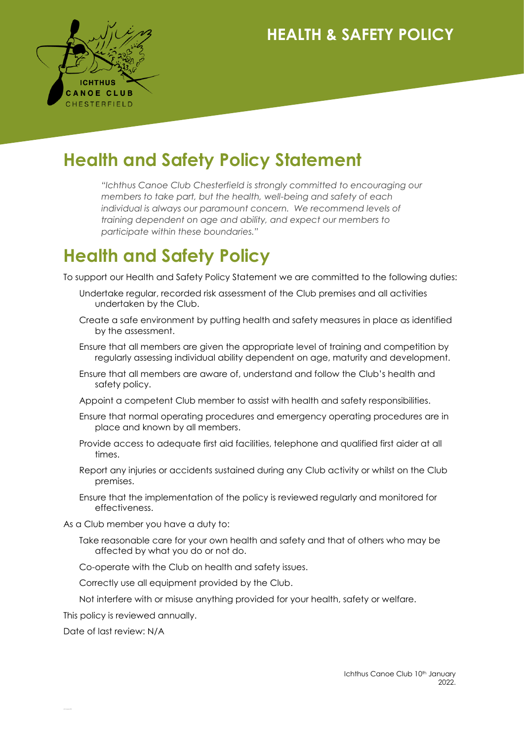# HEALTH & SAFETY POLICY

## Health and Safety Policy Statement

*"Ichthus Canoe Club Chesterfield is strongly committed to encouraging our members to take part, but the health, well-being and safety of each individual is always our paramount concern. We recommend levels of training dependent on age and ability, and expect our members to participate within these boundaries."*

## Health and Safety Policy

To support our Health and Safety Policy Statement we are committed to the following duties:

- Undertake regular, recorded risk assessment of the Club premises and all activities undertaken by the Club.
- Create a safe environment by putting health and safety measures in place as identified by the assessment.
- Ensure that all members are given the appropriate level of training and competition by regularly assessing individual ability dependent on age, maturity and development.
- Ensure that all members are aware of, understand and follow the Club's health and safety policy.
- Appoint a competent Club member to assist with health and safety responsibilities.
- Ensure that normal operating procedures and emergency operating procedures are in place and known by all members.
- Provide access to adequate first aid facilities, telephone and qualified first aider at all times.
- Report any injuries or accidents sustained during any Club activity or whilst on the Club premises.
- Ensure that the implementation of the policy is reviewed regularly and monitored for effectiveness.

As a Club member you have a duty to:

- Take reasonable care for your own health and safety and that of others who may be affected by what you do or not do.
- Co-operate with the Club on health and safety issues.
- Correctly use all equipment provided by the Club.
- Not interfere with or misuse anything provided for your health, safety or welfare.

This policy is reviewed annually.

Date of last review: N/A

Ichthus Canoe Club 10th January 2022.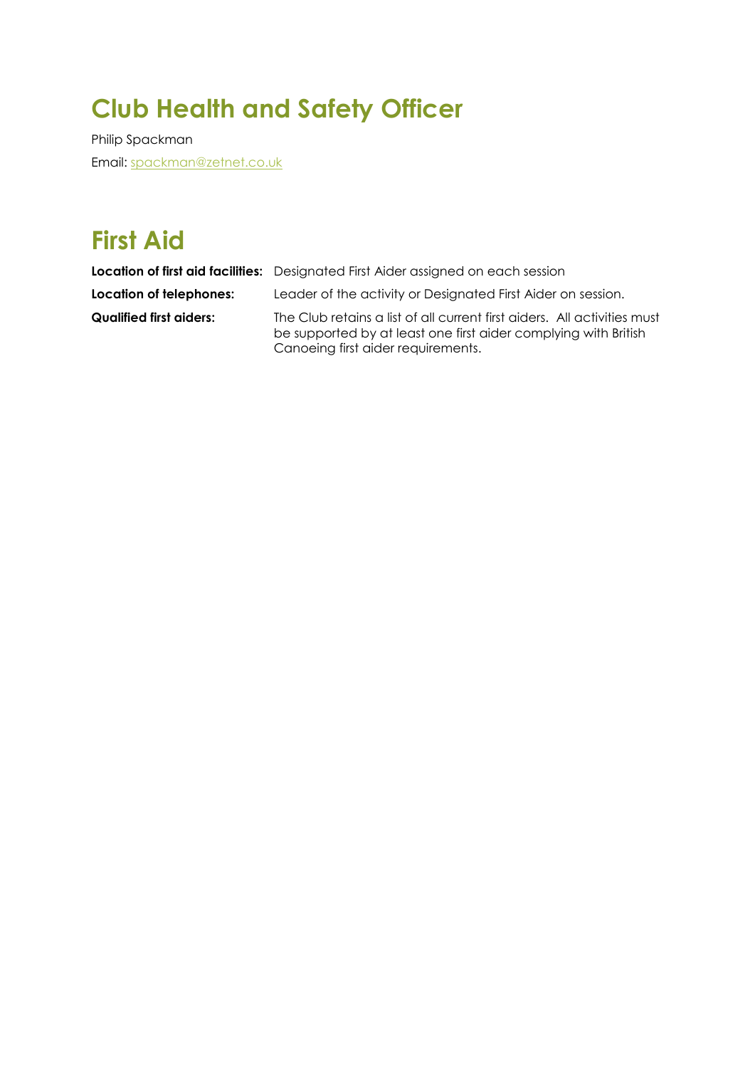## Club Health and Safety Officer

Philip Spackman

Email: spackman@zetnet.co.uk

## First Aid

| | |
|---|---|
| **Location of first aid facilities:** | Designated First Aider assigned on each session |
| **Location of telephones:** | Leader of the activity or Designated First Aider on session. |
| **Qualified first aiders:** | The Club retains a list of all current first aiders. All activities must be supported by at least one first aider complying with British Canoeing first aider requirements. |